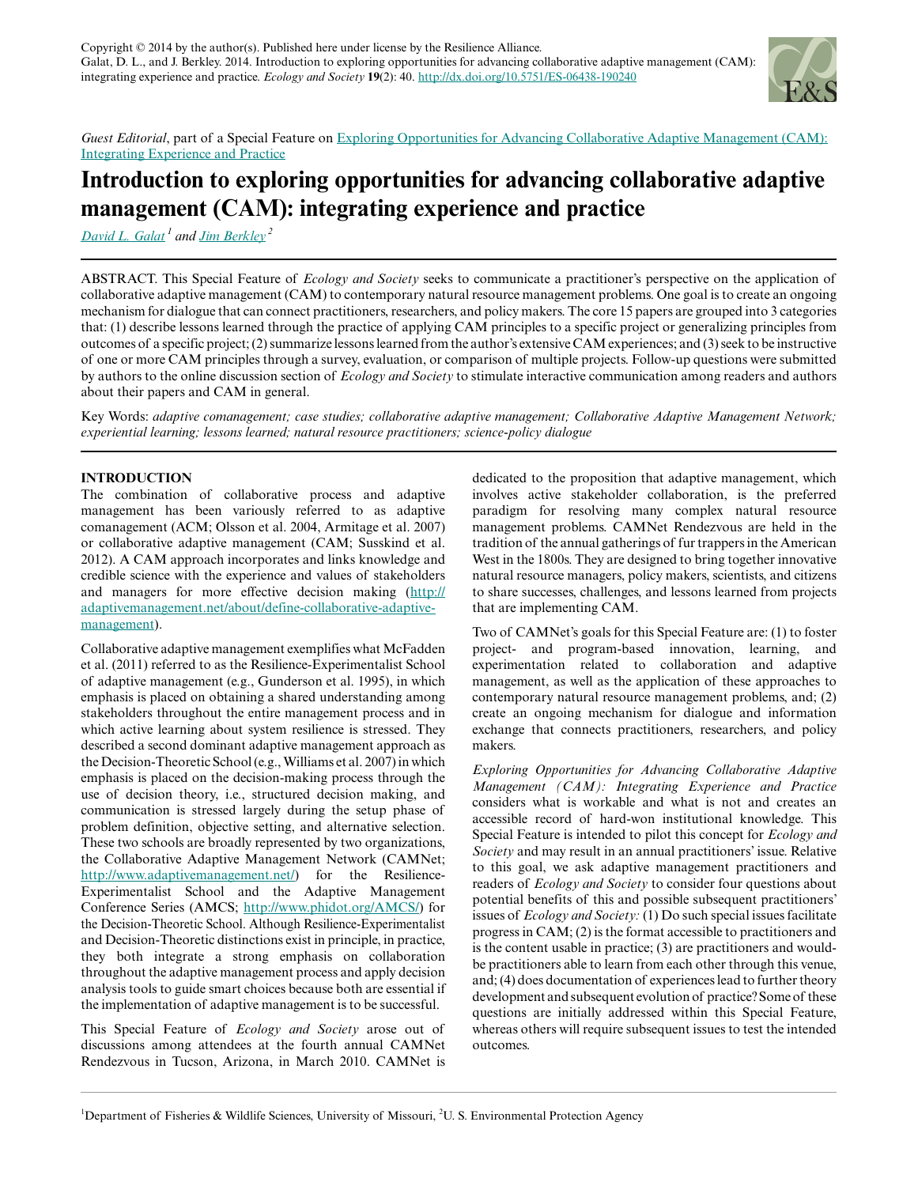Copyright © 2014 by the author(s). Published here under license by the Resilience Alliance.
Galat, D. L., and J. Berkley. 2014. Introduction to exploring opportunities for advancing collaborative adaptive management (CAM): integrating experience and practice. *Ecology and Society* 19(2): 40. http://dx.doi.org/10.5751/ES-06438-190240

*Guest Editorial*, part of a Special Feature on Exploring Opportunities for Advancing Collaborative Adaptive Management (CAM): Integrating Experience and Practice

# Introduction to exploring opportunities for advancing collaborative adaptive management (CAM): integrating experience and practice

David L. Galat[1] and Jim Berkley[2]

ABSTRACT. This Special Feature of *Ecology and Society* seeks to communicate a practitioner's perspective on the application of collaborative adaptive management (CAM) to contemporary natural resource management problems. One goal is to create an ongoing mechanism for dialogue that can connect practitioners, researchers, and policy makers. The core 15 papers are grouped into 3 categories that: (1) describe lessons learned through the practice of applying CAM principles to a specific project or generalizing principles from outcomes of a specific project; (2) summarize lessons learned from the author's extensive CAM experiences; and (3) seek to be instructive of one or more CAM principles through a survey, evaluation, or comparison of multiple projects. Follow-up questions were submitted by authors to the online discussion section of *Ecology and Society* to stimulate interactive communication among readers and authors about their papers and CAM in general.

Key Words: *adaptive comanagement; case studies; collaborative adaptive management; Collaborative Adaptive Management Network; experiential learning; lessons learned; natural resource practitioners; science-policy dialogue*

## INTRODUCTION

The combination of collaborative process and adaptive management has been variously referred to as adaptive comanagement (ACM; Olsson et al. 2004, Armitage et al. 2007) or collaborative adaptive management (CAM; Susskind et al. 2012). A CAM approach incorporates and links knowledge and credible science with the experience and values of stakeholders and managers for more effective decision making (http://adaptivemanagement.net/about/define-collaborative-adaptive-management).

Collaborative adaptive management exemplifies what McFadden et al. (2011) referred to as the Resilience-Experimentalist School of adaptive management (e.g., Gunderson et al. 1995), in which emphasis is placed on obtaining a shared understanding among stakeholders throughout the entire management process and in which active learning about system resilience is stressed. They described a second dominant adaptive management approach as the Decision-Theoretic School (e.g., Williams et al. 2007) in which emphasis is placed on the decision-making process through the use of decision theory, i.e., structured decision making, and communication is stressed largely during the setup phase of problem definition, objective setting, and alternative selection. These two schools are broadly represented by two organizations, the Collaborative Adaptive Management Network (CAMNet; http://www.adaptivemanagement.net/) for the Resilience-Experimentalist School and the Adaptive Management Conference Series (AMCS; http://www.phidot.org/AMCS/) for the Decision-Theoretic School. Although Resilience-Experimentalist and Decision-Theoretic distinctions exist in principle, in practice, they both integrate a strong emphasis on collaboration throughout the adaptive management process and apply decision analysis tools to guide smart choices because both are essential if the implementation of adaptive management is to be successful.

This Special Feature of *Ecology and Society* arose out of discussions among attendees at the fourth annual CAMNet Rendezvous in Tucson, Arizona, in March 2010. CAMNet is dedicated to the proposition that adaptive management, which involves active stakeholder collaboration, is the preferred paradigm for resolving many complex natural resource management problems. CAMNet Rendezvous are held in the tradition of the annual gatherings of fur trappers in the American West in the 1800s. They are designed to bring together innovative natural resource managers, policy makers, scientists, and citizens to share successes, challenges, and lessons learned from projects that are implementing CAM.

Two of CAMNet's goals for this Special Feature are: (1) to foster project- and program-based innovation, learning, and experimentation related to collaboration and adaptive management, as well as the application of these approaches to contemporary natural resource management problems, and; (2) create an ongoing mechanism for dialogue and information exchange that connects practitioners, researchers, and policy makers.

*Exploring Opportunities for Advancing Collaborative Adaptive Management (CAM): Integrating Experience and Practice* considers what is workable and what is not and creates an accessible record of hard-won institutional knowledge. This Special Feature is intended to pilot this concept for *Ecology and Society* and may result in an annual practitioners' issue. Relative to this goal, we ask adaptive management practitioners and readers of *Ecology and Society* to consider four questions about potential benefits of this and possible subsequent practitioners' issues of *Ecology and Society:* (1) Do such special issues facilitate progress in CAM; (2) is the format accessible to practitioners and is the content usable in practice; (3) are practitioners and would-be practitioners able to learn from each other through this venue, and; (4) does documentation of experiences lead to further theory development and subsequent evolution of practice? Some of these questions are initially addressed within this Special Feature, whereas others will require subsequent issues to test the intended outcomes.

[1]Department of Fisheries & Wildlife Sciences, University of Missouri, [2]U. S. Environmental Protection Agency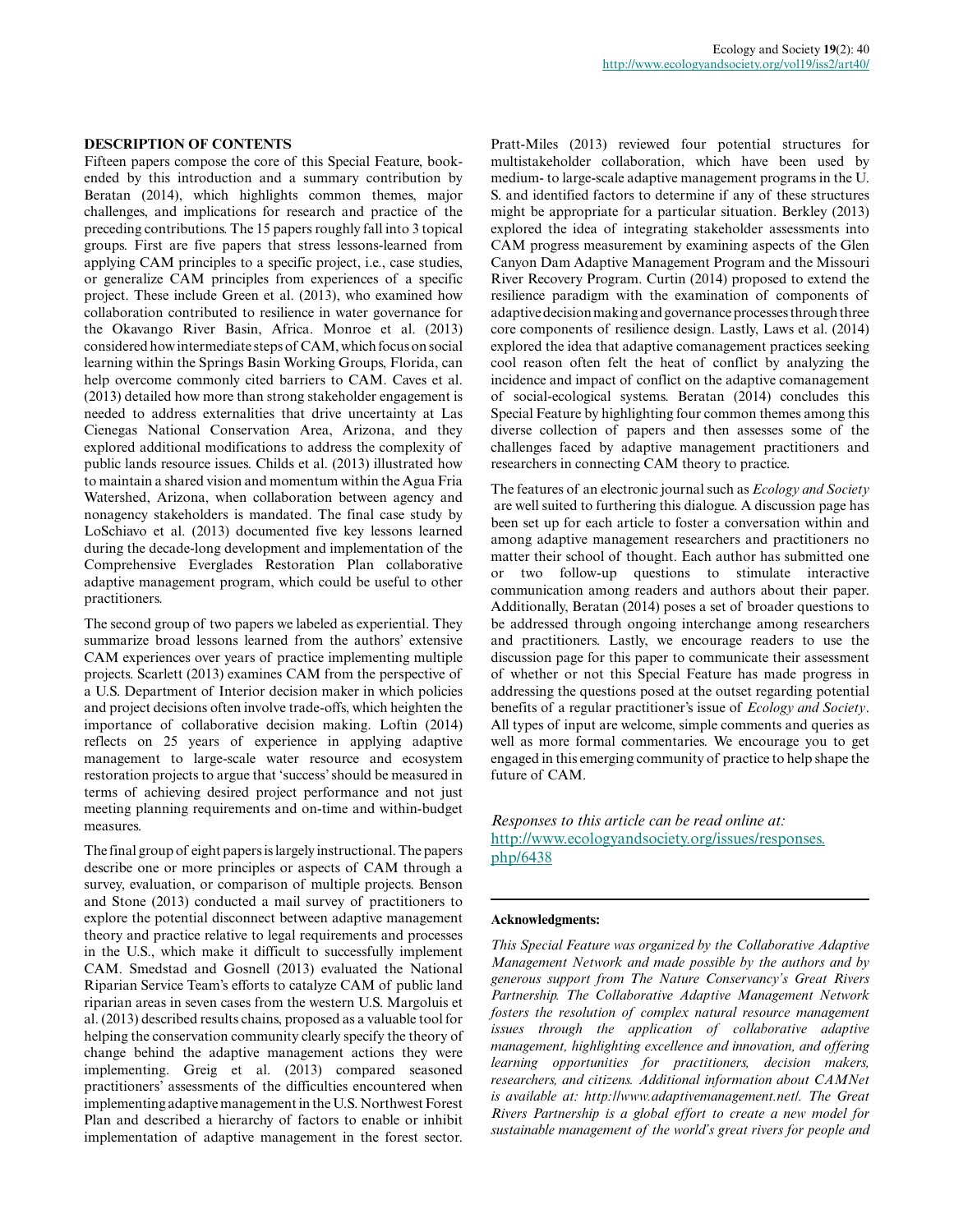## DESCRIPTION OF CONTENTS

Fifteen papers compose the core of this Special Feature, book-ended by this introduction and a summary contribution by Beratan (2014), which highlights common themes, major challenges, and implications for research and practice of the preceding contributions. The 15 papers roughly fall into 3 topical groups. First are five papers that stress lessons-learned from applying CAM principles to a specific project, i.e., case studies, or generalize CAM principles from experiences of a specific project. These include Green et al. (2013), who examined how collaboration contributed to resilience in water governance for the Okavango River Basin, Africa. Monroe et al. (2013) considered how intermediate steps of CAM, which focus on social learning within the Springs Basin Working Groups, Florida, can help overcome commonly cited barriers to CAM. Caves et al. (2013) detailed how more than strong stakeholder engagement is needed to address externalities that drive uncertainty at Las Cienegas National Conservation Area, Arizona, and they explored additional modifications to address the complexity of public lands resource issues. Childs et al. (2013) illustrated how to maintain a shared vision and momentum within the Agua Fria Watershed, Arizona, when collaboration between agency and nonagency stakeholders is mandated. The final case study by LoSchiavo et al. (2013) documented five key lessons learned during the decade-long development and implementation of the Comprehensive Everglades Restoration Plan collaborative adaptive management program, which could be useful to other practitioners.

The second group of two papers we labeled as experiential. They summarize broad lessons learned from the authors' extensive CAM experiences over years of practice implementing multiple projects. Scarlett (2013) examines CAM from the perspective of a U.S. Department of Interior decision maker in which policies and project decisions often involve trade-offs, which heighten the importance of collaborative decision making. Loftin (2014) reflects on 25 years of experience in applying adaptive management to large-scale water resource and ecosystem restoration projects to argue that 'success' should be measured in terms of achieving desired project performance and not just meeting planning requirements and on-time and within-budget measures.

The final group of eight papers is largely instructional. The papers describe one or more principles or aspects of CAM through a survey, evaluation, or comparison of multiple projects. Benson and Stone (2013) conducted a mail survey of practitioners to explore the potential disconnect between adaptive management theory and practice relative to legal requirements and processes in the U.S., which make it difficult to successfully implement CAM. Smedstad and Gosnell (2013) evaluated the National Riparian Service Team's efforts to catalyze CAM of public land riparian areas in seven cases from the western U.S. Margoluis et al. (2013) described results chains, proposed as a valuable tool for helping the conservation community clearly specify the theory of change behind the adaptive management actions they were implementing. Greig et al. (2013) compared seasoned practitioners' assessments of the difficulties encountered when implementing adaptive management in the U.S. Northwest Forest Plan and described a hierarchy of factors to enable or inhibit implementation of adaptive management in the forest sector. Pratt-Miles (2013) reviewed four potential structures for multistakeholder collaboration, which have been used by medium- to large-scale adaptive management programs in the U. S. and identified factors to determine if any of these structures might be appropriate for a particular situation. Berkley (2013) explored the idea of integrating stakeholder assessments into CAM progress measurement by examining aspects of the Glen Canyon Dam Adaptive Management Program and the Missouri River Recovery Program. Curtin (2014) proposed to extend the resilience paradigm with the examination of components of adaptive decision making and governance processes through three core components of resilience design. Lastly, Laws et al. (2014) explored the idea that adaptive comanagement practices seeking cool reason often felt the heat of conflict by analyzing the incidence and impact of conflict on the adaptive comanagement of social-ecological systems. Beratan (2014) concludes this Special Feature by highlighting four common themes among this diverse collection of papers and then assesses some of the challenges faced by adaptive management practitioners and researchers in connecting CAM theory to practice.

The features of an electronic journal such as *Ecology and Society* are well suited to furthering this dialogue. A discussion page has been set up for each article to foster a conversation within and among adaptive management researchers and practitioners no matter their school of thought. Each author has submitted one or two follow-up questions to stimulate interactive communication among readers and authors about their paper. Additionally, Beratan (2014) poses a set of broader questions to be addressed through ongoing interchange among researchers and practitioners. Lastly, we encourage readers to use the discussion page for this paper to communicate their assessment of whether or not this Special Feature has made progress in addressing the questions posed at the outset regarding potential benefits of a regular practitioner's issue of *Ecology and Society*. All types of input are welcome, simple comments and queries as well as more formal commentaries. We encourage you to get engaged in this emerging community of practice to help shape the future of CAM.

*Responses to this article can be read online at:*
http://www.ecologyandsociety.org/issues/responses.php/6438

---

**Acknowledgments:**

*This Special Feature was organized by the Collaborative Adaptive Management Network and made possible by the authors and by generous support from The Nature Conservancy's Great Rivers Partnership. The Collaborative Adaptive Management Network fosters the resolution of complex natural resource management issues through the application of collaborative adaptive management, highlighting excellence and innovation, and offering learning opportunities for practitioners, decision makers, researchers, and citizens. Additional information about CAMNet is available at: http://www.adaptivemanagement.net/. The Great Rivers Partnership is a global effort to create a new model for sustainable management of the world's great rivers for people and*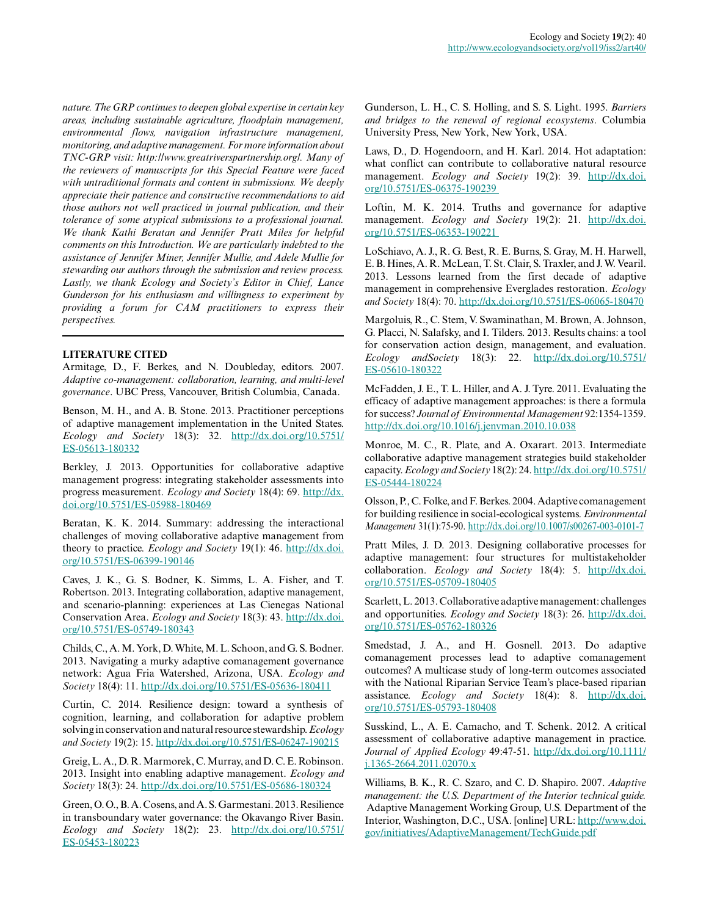*nature. The GRP continues to deepen global expertise in certain key areas, including sustainable agriculture, floodplain management, environmental flows, navigation infrastructure management, monitoring, and adaptive management. For more information about TNC-GRP visit: http://www.greatriverspartnership.org/. Many of the reviewers of manuscripts for this Special Feature were faced with untraditional formats and content in submissions. We deeply appreciate their patience and constructive recommendations to aid those authors not well practiced in journal publication, and their tolerance of some atypical submissions to a professional journal. We thank Kathi Beratan and Jennifer Pratt Miles for helpful comments on this Introduction. We are particularly indebted to the assistance of Jennifer Miner, Jennifer Mullie, and Adele Mullie for stewarding our authors through the submission and review process. Lastly, we thank Ecology and Society's Editor in Chief, Lance Gunderson for his enthusiasm and willingness to experiment by providing a forum for CAM practitioners to express their perspectives.*

## LITERATURE CITED

Armitage, D., F. Berkes, and N. Doubleday, editors. 2007. *Adaptive co-management: collaboration, learning, and multi-level governance*. UBC Press, Vancouver, British Columbia, Canada.

Benson, M. H., and A. B. Stone. 2013. Practitioner perceptions of adaptive management implementation in the United States. *Ecology and Society* 18(3): 32. http://dx.doi.org/10.5751/ES-05613-180332

Berkley, J. 2013. Opportunities for collaborative adaptive management progress: integrating stakeholder assessments into progress measurement. *Ecology and Society* 18(4): 69. http://dx.doi.org/10.5751/ES-05988-180469

Beratan, K. K. 2014. Summary: addressing the interactional challenges of moving collaborative adaptive management from theory to practice. *Ecology and Society* 19(1): 46. http://dx.doi.org/10.5751/ES-06399-190146

Caves, J. K., G. S. Bodner, K. Simms, L. A. Fisher, and T. Robertson. 2013. Integrating collaboration, adaptive management, and scenario-planning: experiences at Las Cienegas National Conservation Area. *Ecology and Society* 18(3): 43. http://dx.doi.org/10.5751/ES-05749-180343

Childs, C., A. M. York, D. White, M. L. Schoon, and G. S. Bodner. 2013. Navigating a murky adaptive comanagement governance network: Agua Fria Watershed, Arizona, USA. *Ecology and Society* 18(4): 11. http://dx.doi.org/10.5751/ES-05636-180411

Curtin, C. 2014. Resilience design: toward a synthesis of cognition, learning, and collaboration for adaptive problem solving in conservation and natural resource stewardship. *Ecology and Society* 19(2): 15. http://dx.doi.org/10.5751/ES-06247-190215

Greig, L. A., D. R. Marmorek, C. Murray, and D. C. E. Robinson. 2013. Insight into enabling adaptive management. *Ecology and Society* 18(3): 24. http://dx.doi.org/10.5751/ES-05686-180324

Green, O. O., B. A. Cosens, and A. S. Garmestani. 2013. Resilience in transboundary water governance: the Okavango River Basin. *Ecology and Society* 18(2): 23. http://dx.doi.org/10.5751/ES-05453-180223

Gunderson, L. H., C. S. Holling, and S. S. Light. 1995. *Barriers and bridges to the renewal of regional ecosystems*. Columbia University Press, New York, New York, USA.

Laws, D., D. Hogendoorn, and H. Karl. 2014. Hot adaptation: what conflict can contribute to collaborative natural resource management. *Ecology and Society* 19(2): 39. http://dx.doi.org/10.5751/ES-06375-190239

Loftin, M. K. 2014. Truths and governance for adaptive management. *Ecology and Society* 19(2): 21. http://dx.doi.org/10.5751/ES-06353-190221

LoSchiavo, A. J., R. G. Best, R. E. Burns, S. Gray, M. H. Harwell, E. B. Hines, A. R. McLean, T. St. Clair, S. Traxler, and J. W. Vearil. 2013. Lessons learned from the first decade of adaptive management in comprehensive Everglades restoration. *Ecology and Society* 18(4): 70. http://dx.doi.org/10.5751/ES-06065-180470

Margoluis, R., C. Stem, V. Swaminathan, M. Brown, A. Johnson, G. Placci, N. Salafsky, and I. Tilders. 2013. Results chains: a tool for conservation action design, management, and evaluation. *Ecology andSociety* 18(3): 22. http://dx.doi.org/10.5751/ES-05610-180322

McFadden, J. E., T. L. Hiller, and A. J. Tyre. 2011. Evaluating the efficacy of adaptive management approaches: is there a formula for success? *Journal of Environmental Management* 92:1354-1359. http://dx.doi.org/10.1016/j.jenvman.2010.10.038

Monroe, M. C., R. Plate, and A. Oxarart. 2013. Intermediate collaborative adaptive management strategies build stakeholder capacity. *Ecology and Society* 18(2): 24. http://dx.doi.org/10.5751/ES-05444-180224

Olsson, P., C. Folke, and F. Berkes. 2004. Adaptive comanagement for building resilience in social-ecological systems. *Environmental Management* 31(1):75-90. http://dx.doi.org/10.1007/s00267-003-0101-7

Pratt Miles, J. D. 2013. Designing collaborative processes for adaptive management: four structures for multistakeholder collaboration. *Ecology and Society* 18(4): 5. http://dx.doi.org/10.5751/ES-05709-180405

Scarlett, L. 2013. Collaborative adaptive management: challenges and opportunities. *Ecology and Society* 18(3): 26. http://dx.doi.org/10.5751/ES-05762-180326

Smedstad, J. A., and H. Gosnell. 2013. Do adaptive comanagement processes lead to adaptive comanagement outcomes? A multicase study of long-term outcomes associated with the National Riparian Service Team's place-based riparian assistance. *Ecology and Society* 18(4): 8. http://dx.doi.org/10.5751/ES-05793-180408

Susskind, L., A. E. Camacho, and T. Schenk. 2012. A critical assessment of collaborative adaptive management in practice. *Journal of Applied Ecology* 49:47-51. http://dx.doi.org/10.1111/j.1365-2664.2011.02070.x

Williams, B. K., R. C. Szaro, and C. D. Shapiro. 2007. *Adaptive management: the U.S. Department of the Interior technical guide.* Adaptive Management Working Group, U.S. Department of the Interior, Washington, D.C., USA. [online] URL: http://www.doi.gov/initiatives/AdaptiveManagement/TechGuide.pdf